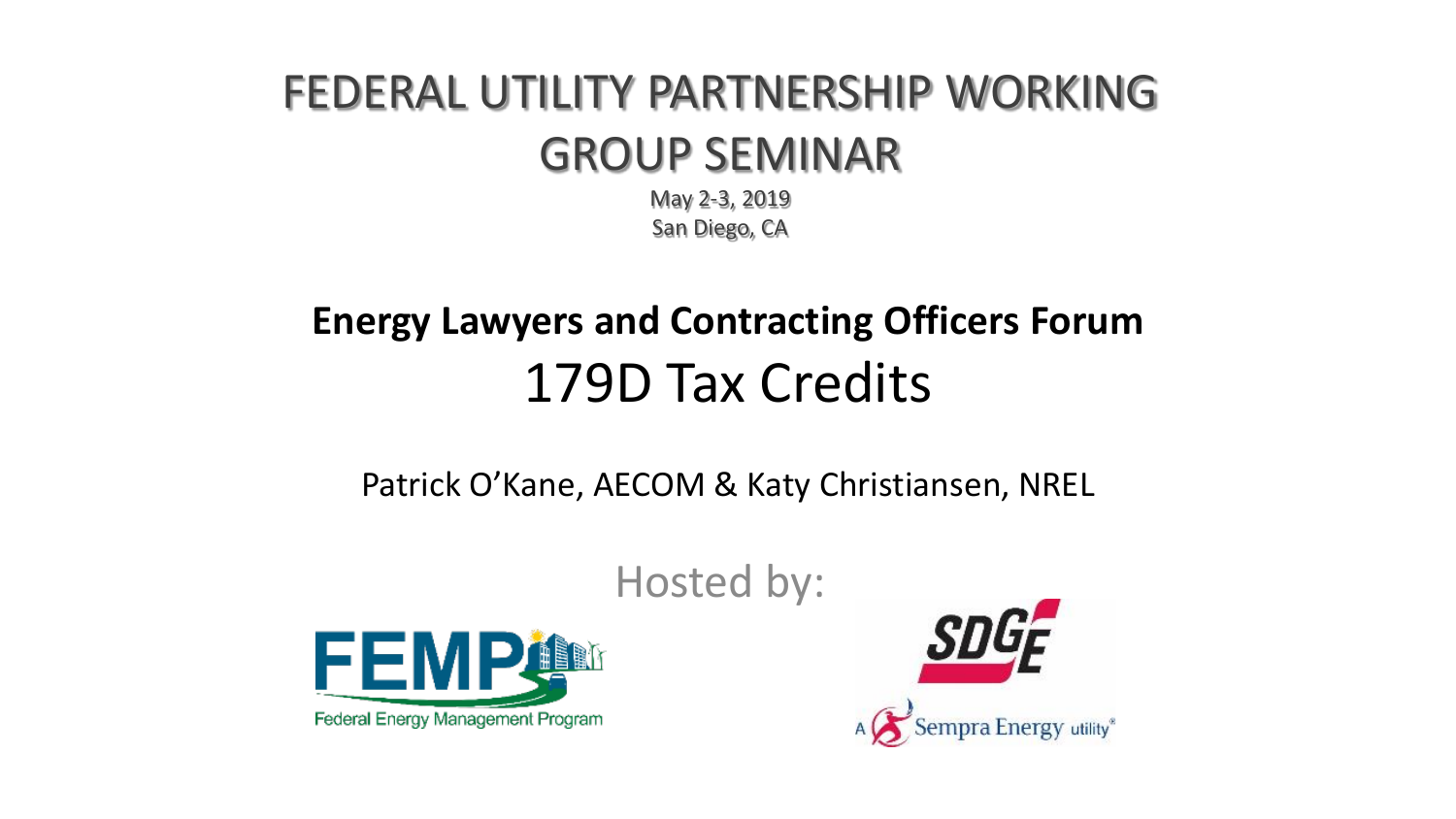# FEDERAL UTILITY PARTNERSHIP WORKING GROUP SEMINAR

May 2-3, 2019

San Diego, CA

## Energy Lawyers and Contracting Officers Forum

## 179D Tax Credits

Patrick O'Kane, AECOM & Katy Christiansen, NREL

Hosted by:

FEMP
Federal Energy Management Program

SDGE
A Sempra Energy utility®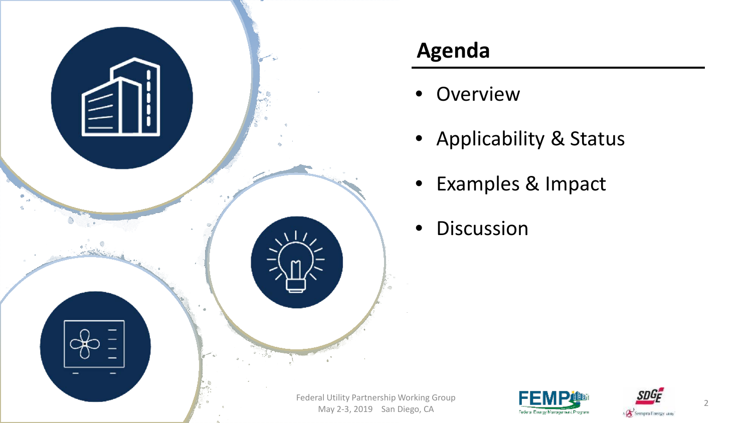## Agenda

- Overview
- Applicability & Status
- Examples & Impact
- Discussion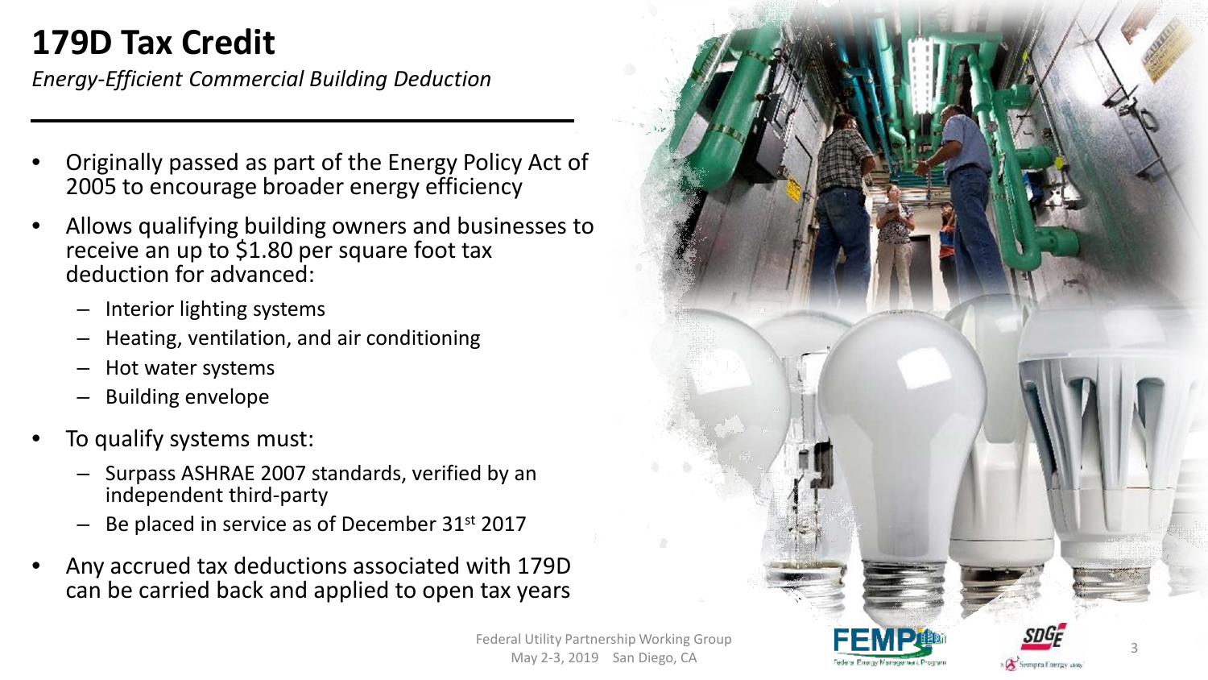# 179D Tax Credit

*Energy-Efficient Commercial Building Deduction*

- Originally passed as part of the Energy Policy Act of 2005 to encourage broader energy efficiency
- Allows qualifying building owners and businesses to receive an up to $1.80 per square foot tax deduction for advanced:
  - Interior lighting systems
  - Heating, ventilation, and air conditioning
  - Hot water systems
  - Building envelope
- To qualify systems must:
  - Surpass ASHRAE 2007 standards, verified by an independent third-party
  - Be placed in service as of December 31st 2017
- Any accrued tax deductions associated with 179D can be carried back and applied to open tax years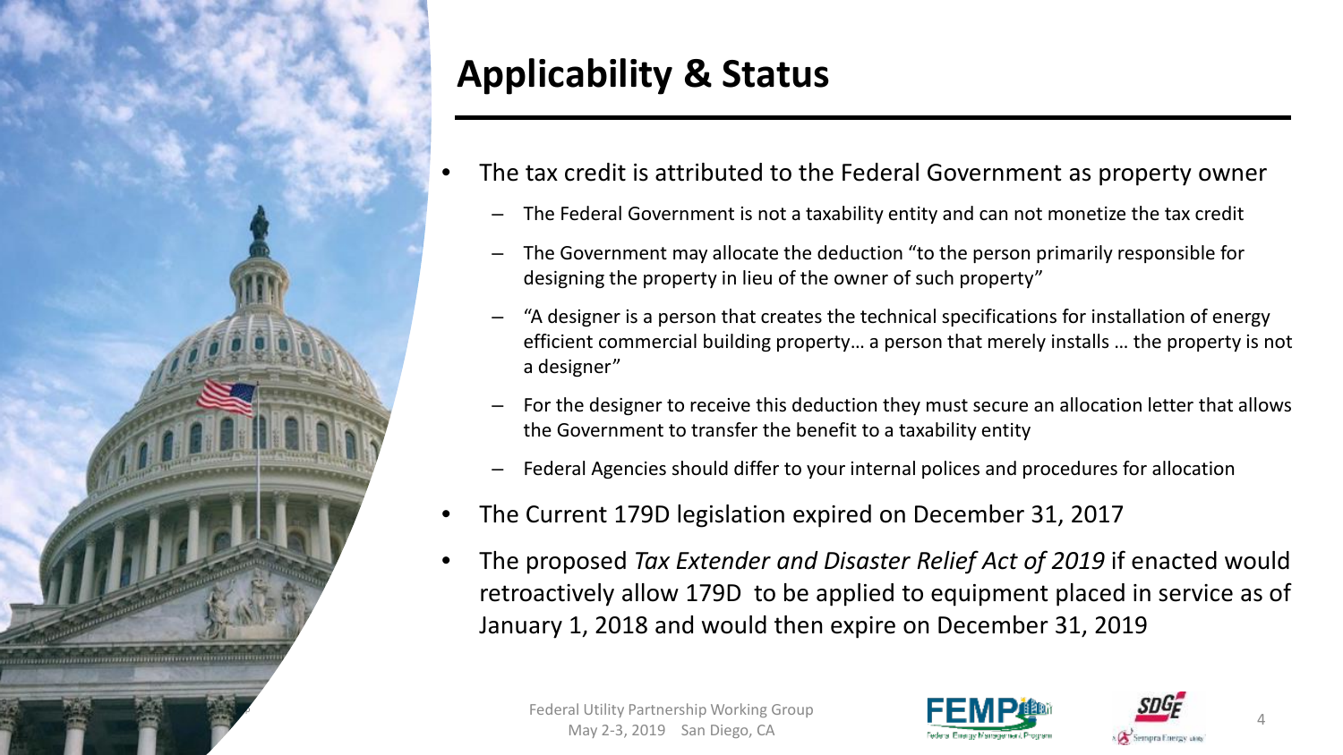# Applicability & Status

- The tax credit is attributed to the Federal Government as property owner
  - The Federal Government is not a taxability entity and can not monetize the tax credit
  - The Government may allocate the deduction "to the person primarily responsible for designing the property in lieu of the owner of such property"
  - "A designer is a person that creates the technical specifications for installation of energy efficient commercial building property… a person that merely installs … the property is not a designer"
  - For the designer to receive this deduction they must secure an allocation letter that allows the Government to transfer the benefit to a taxability entity
  - Federal Agencies should differ to your internal polices and procedures for allocation
- The Current 179D legislation expired on December 31, 2017
- The proposed *Tax Extender and Disaster Relief Act of 2019* if enacted would retroactively allow 179D to be applied to equipment placed in service as of January 1, 2018 and would then expire on December 31, 2019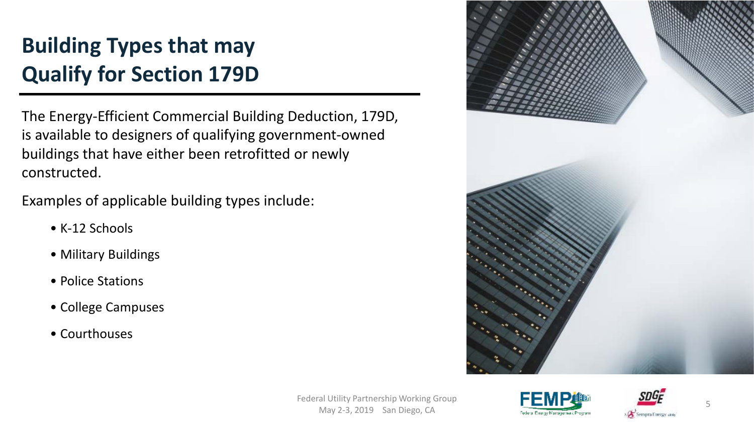# Building Types that may Qualify for Section 179D

The Energy-Efficient Commercial Building Deduction, 179D, is available to designers of qualifying government-owned buildings that have either been retrofitted or newly constructed.

Examples of applicable building types include:

- K-12 Schools
- Military Buildings
- Police Stations
- College Campuses
- Courthouses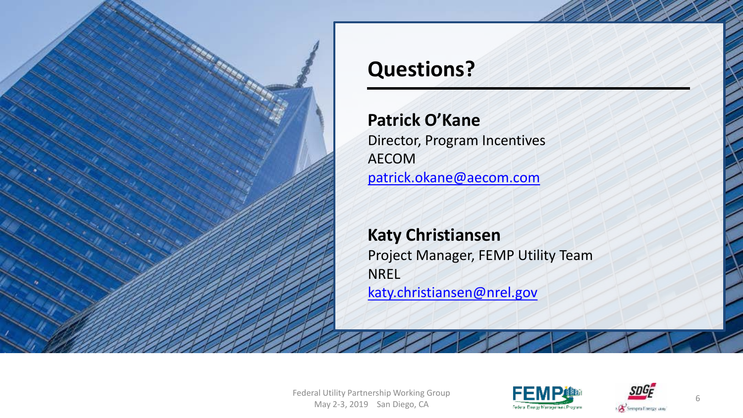# Questions?

**Patrick O'Kane**
Director, Program Incentives
AECOM
patrick.okane@aecom.com

**Katy Christiansen**
Project Manager, FEMP Utility Team
NREL
katy.christiansen@nrel.gov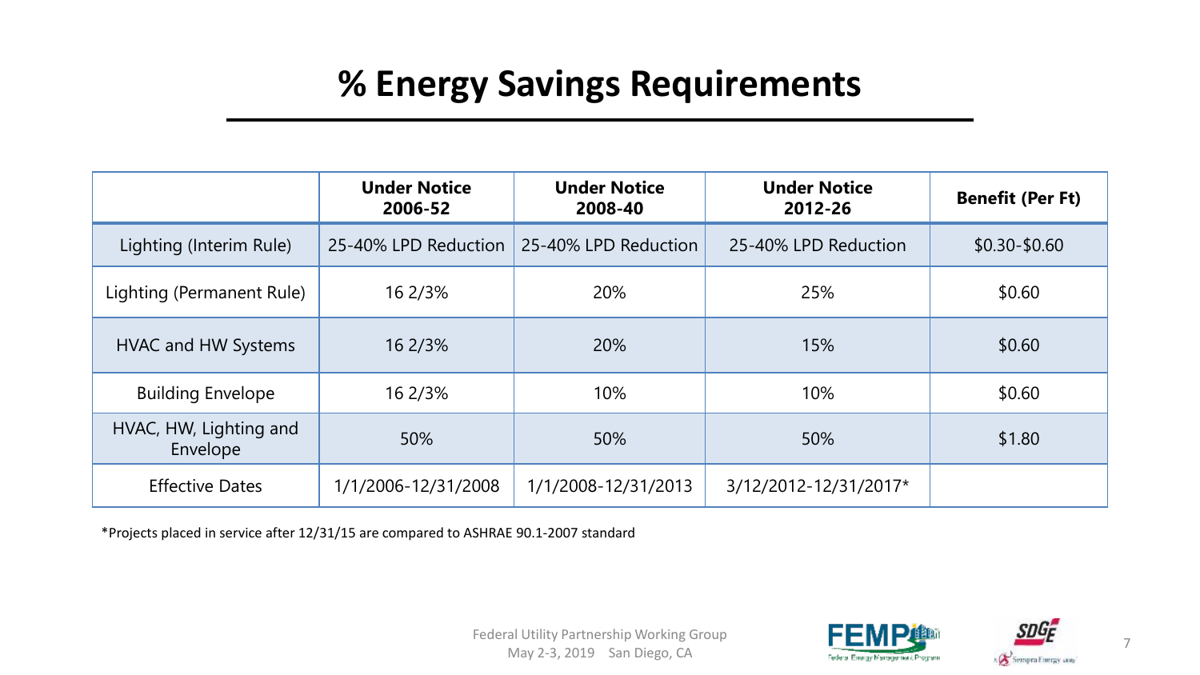# % Energy Savings Requirements

| | Under Notice 2006-52 | Under Notice 2008-40 | Under Notice 2012-26 | Benefit (Per Ft) |
|---|---|---|---|---|
| Lighting (Interim Rule) | 25-40% LPD Reduction | 25-40% LPD Reduction | 25-40% LPD Reduction | $0.30-$0.60 |
| Lighting (Permanent Rule) | 16 2/3% | 20% | 25% | $0.60 |
| HVAC and HW Systems | 16 2/3% | 20% | 15% | $0.60 |
| Building Envelope | 16 2/3% | 10% | 10% | $0.60 |
| HVAC, HW, Lighting and Envelope | 50% | 50% | 50% | $1.80 |
| Effective Dates | 1/1/2006-12/31/2008 | 1/1/2008-12/31/2013 | 3/12/2012-12/31/2017* | |

*Projects placed in service after 12/31/15 are compared to ASHRAE 90.1-2007 standard